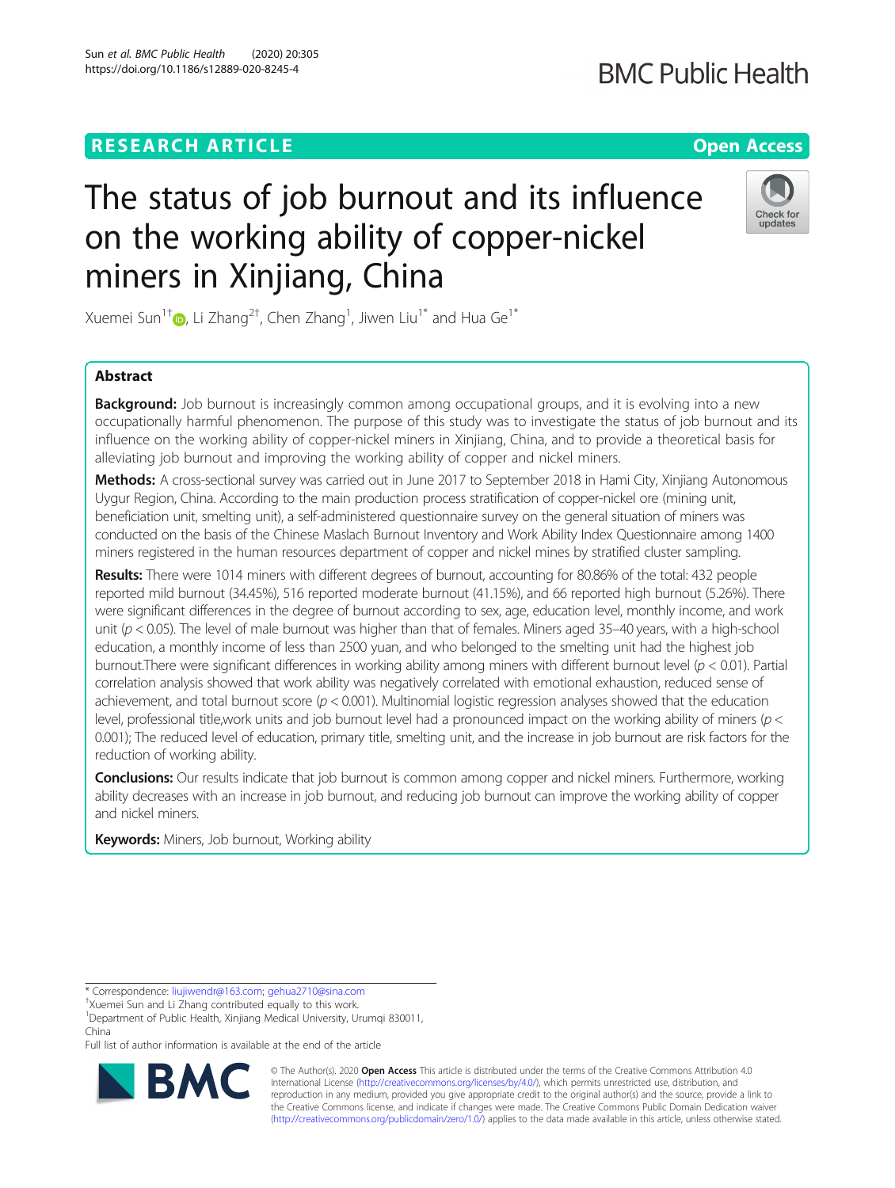RESEARCH ARTICLE

Open Access

# The status of job burnout and its influence on the working ability of copper-nickel miners in Xinjiang, China

Xuemei Sun[1†], Li Zhang[2†], Chen Zhang[1], Jiwen Liu[1*] and Hua Ge[1*]

## Abstract

**Background:** Job burnout is increasingly common among occupational groups, and it is evolving into a new occupationally harmful phenomenon. The purpose of this study was to investigate the status of job burnout and its influence on the working ability of copper-nickel miners in Xinjiang, China, and to provide a theoretical basis for alleviating job burnout and improving the working ability of copper and nickel miners.

**Methods:** A cross-sectional survey was carried out in June 2017 to September 2018 in Hami City, Xinjiang Autonomous Uygur Region, China. According to the main production process stratification of copper-nickel ore (mining unit, beneficiation unit, smelting unit), a self-administered questionnaire survey on the general situation of miners was conducted on the basis of the Chinese Maslach Burnout Inventory and Work Ability Index Questionnaire among 1400 miners registered in the human resources department of copper and nickel mines by stratified cluster sampling.

**Results:** There were 1014 miners with different degrees of burnout, accounting for 80.86% of the total: 432 people reported mild burnout (34.45%), 516 reported moderate burnout (41.15%), and 66 reported high burnout (5.26%). There were significant differences in the degree of burnout according to sex, age, education level, monthly income, and work unit ($p < 0.05$). The level of male burnout was higher than that of females. Miners aged 35–40 years, with a high-school education, a monthly income of less than 2500 yuan, and who belonged to the smelting unit had the highest job burnout.There were significant differences in working ability among miners with different burnout level ($p < 0.01$). Partial correlation analysis showed that work ability was negatively correlated with emotional exhaustion, reduced sense of achievement, and total burnout score ($p < 0.001$). Multinomial logistic regression analyses showed that the education level, professional title,work units and job burnout level had a pronounced impact on the working ability of miners ($p < 0.001$); The reduced level of education, primary title, smelting unit, and the increase in job burnout are risk factors for the reduction of working ability.

**Conclusions:** Our results indicate that job burnout is common among copper and nickel miners. Furthermore, working ability decreases with an increase in job burnout, and reducing job burnout can improve the working ability of copper and nickel miners.

**Keywords:** Miners, Job burnout, Working ability

* Correspondence: liujiwendr@163.com; gehua2710@sina.com
†Xuemei Sun and Li Zhang contributed equally to this work.
[1]Department of Public Health, Xinjiang Medical University, Urumqi 830011, China
Full list of author information is available at the end of the article

© The Author(s). 2020 **Open Access** This article is distributed under the terms of the Creative Commons Attribution 4.0 International License (http://creativecommons.org/licenses/by/4.0/), which permits unrestricted use, distribution, and reproduction in any medium, provided you give appropriate credit to the original author(s) and the source, provide a link to the Creative Commons license, and indicate if changes were made. The Creative Commons Public Domain Dedication waiver (http://creativecommons.org/publicdomain/zero/1.0/) applies to the data made available in this article, unless otherwise stated.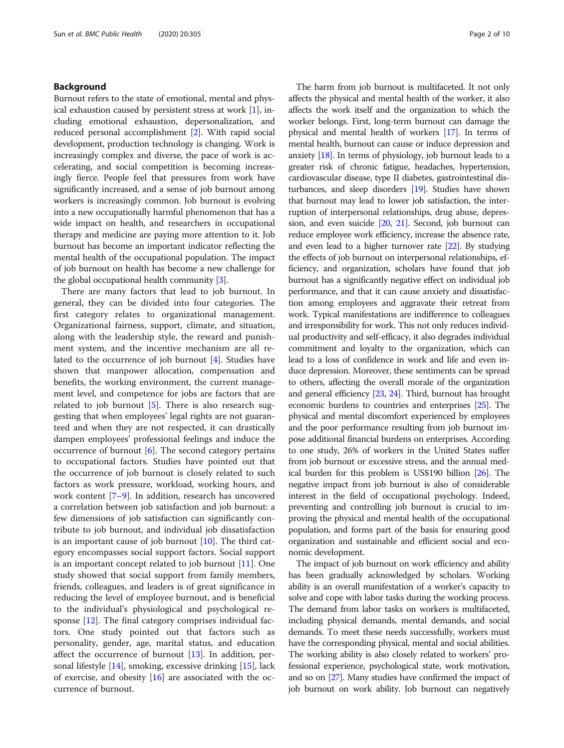## Background

Burnout refers to the state of emotional, mental and physical exhaustion caused by persistent stress at work [1], including emotional exhaustion, depersonalization, and reduced personal accomplishment [2]. With rapid social development, production technology is changing. Work is increasingly complex and diverse, the pace of work is accelerating, and social competition is becoming increasingly fierce. People feel that pressures from work have significantly increased, and a sense of job burnout among workers is increasingly common. Job burnout is evolving into a new occupationally harmful phenomenon that has a wide impact on health, and researchers in occupational therapy and medicine are paying more attention to it. Job burnout has become an important indicator reflecting the mental health of the occupational population. The impact of job burnout on health has become a new challenge for the global occupational health community [3].

There are many factors that lead to job burnout. In general, they can be divided into four categories. The first category relates to organizational management. Organizational fairness, support, climate, and situation, along with the leadership style, the reward and punishment system, and the incentive mechanism are all related to the occurrence of job burnout [4]. Studies have shown that manpower allocation, compensation and benefits, the working environment, the current management level, and competence for jobs are factors that are related to job burnout [5]. There is also research suggesting that when employees' legal rights are not guaranteed and when they are not respected, it can drastically dampen employees' professional feelings and induce the occurrence of burnout [6]. The second category pertains to occupational factors. Studies have pointed out that the occurrence of job burnout is closely related to such factors as work pressure, workload, working hours, and work content [7–9]. In addition, research has uncovered a correlation between job satisfaction and job burnout: a few dimensions of job satisfaction can significantly contribute to job burnout, and individual job dissatisfaction is an important cause of job burnout [10]. The third category encompasses social support factors. Social support is an important concept related to job burnout [11]. One study showed that social support from family members, friends, colleagues, and leaders is of great significance in reducing the level of employee burnout, and is beneficial to the individual's physiological and psychological response [12]. The final category comprises individual factors. One study pointed out that factors such as personality, gender, age, marital status, and education affect the occurrence of burnout [13]. In addition, personal lifestyle [14], smoking, excessive drinking [15], lack of exercise, and obesity [16] are associated with the occurrence of burnout.

The harm from job burnout is multifaceted. It not only affects the physical and mental health of the worker, it also affects the work itself and the organization to which the worker belongs. First, long-term burnout can damage the physical and mental health of workers [17]. In terms of mental health, burnout can cause or induce depression and anxiety [18]. In terms of physiology, job burnout leads to a greater risk of chronic fatigue, headaches, hypertension, cardiovascular disease, type II diabetes, gastrointestinal disturbances, and sleep disorders [19]. Studies have shown that burnout may lead to lower job satisfaction, the interruption of interpersonal relationships, drug abuse, depression, and even suicide [20, 21]. Second, job burnout can reduce employee work efficiency, increase the absence rate, and even lead to a higher turnover rate [22]. By studying the effects of job burnout on interpersonal relationships, efficiency, and organization, scholars have found that job burnout has a significantly negative effect on individual job performance, and that it can cause anxiety and dissatisfaction among employees and aggravate their retreat from work. Typical manifestations are indifference to colleagues and irresponsibility for work. This not only reduces individual productivity and self-efficacy, it also degrades individual commitment and loyalty to the organization, which can lead to a loss of confidence in work and life and even induce depression. Moreover, these sentiments can be spread to others, affecting the overall morale of the organization and general efficiency [23, 24]. Third, burnout has brought economic burdens to countries and enterprises [25]. The physical and mental discomfort experienced by employees and the poor performance resulting from job burnout impose additional financial burdens on enterprises. According to one study, 26% of workers in the United States suffer from job burnout or excessive stress, and the annual medical burden for this problem is US$190 billion [26]. The negative impact from job burnout is also of considerable interest in the field of occupational psychology. Indeed, preventing and controlling job burnout is crucial to improving the physical and mental health of the occupational population, and forms part of the basis for ensuring good organization and sustainable and efficient social and economic development.

The impact of job burnout on work efficiency and ability has been gradually acknowledged by scholars. Working ability is an overall manifestation of a worker's capacity to solve and cope with labor tasks during the working process. The demand from labor tasks on workers is multifaceted, including physical demands, mental demands, and social demands. To meet these needs successfully, workers must have the corresponding physical, mental and social abilities. The working ability is also closely related to workers' professional experience, psychological state, work motivation, and so on [27]. Many studies have confirmed the impact of job burnout on work ability. Job burnout can negatively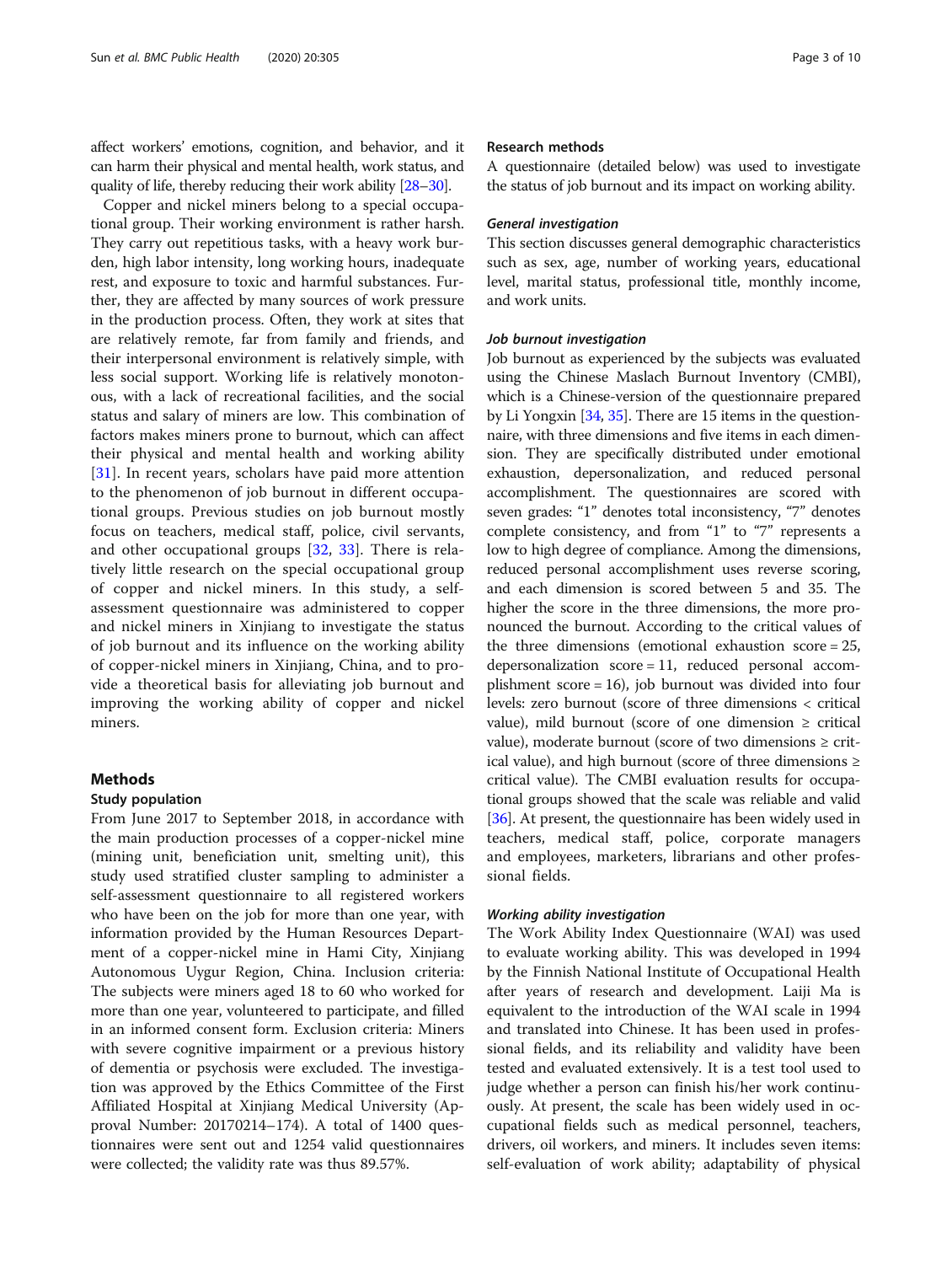affect workers' emotions, cognition, and behavior, and it can harm their physical and mental health, work status, and quality of life, thereby reducing their work ability [28–30].

Copper and nickel miners belong to a special occupational group. Their working environment is rather harsh. They carry out repetitious tasks, with a heavy work burden, high labor intensity, long working hours, inadequate rest, and exposure to toxic and harmful substances. Further, they are affected by many sources of work pressure in the production process. Often, they work at sites that are relatively remote, far from family and friends, and their interpersonal environment is relatively simple, with less social support. Working life is relatively monotonous, with a lack of recreational facilities, and the social status and salary of miners are low. This combination of factors makes miners prone to burnout, which can affect their physical and mental health and working ability [31]. In recent years, scholars have paid more attention to the phenomenon of job burnout in different occupational groups. Previous studies on job burnout mostly focus on teachers, medical staff, police, civil servants, and other occupational groups [32, 33]. There is relatively little research on the special occupational group of copper and nickel miners. In this study, a self-assessment questionnaire was administered to copper and nickel miners in Xinjiang to investigate the status of job burnout and its influence on the working ability of copper-nickel miners in Xinjiang, China, and to provide a theoretical basis for alleviating job burnout and improving the working ability of copper and nickel miners.

## Methods

### Study population

From June 2017 to September 2018, in accordance with the main production processes of a copper-nickel mine (mining unit, beneficiation unit, smelting unit), this study used stratified cluster sampling to administer a self-assessment questionnaire to all registered workers who have been on the job for more than one year, with information provided by the Human Resources Department of a copper-nickel mine in Hami City, Xinjiang Autonomous Uygur Region, China. Inclusion criteria: The subjects were miners aged 18 to 60 who worked for more than one year, volunteered to participate, and filled in an informed consent form. Exclusion criteria: Miners with severe cognitive impairment or a previous history of dementia or psychosis were excluded. The investigation was approved by the Ethics Committee of the First Affiliated Hospital at Xinjiang Medical University (Approval Number: 20170214–174). A total of 1400 questionnaires were sent out and 1254 valid questionnaires were collected; the validity rate was thus 89.57%.

### Research methods

A questionnaire (detailed below) was used to investigate the status of job burnout and its impact on working ability.

#### *General investigation*

This section discusses general demographic characteristics such as sex, age, number of working years, educational level, marital status, professional title, monthly income, and work units.

#### *Job burnout investigation*

Job burnout as experienced by the subjects was evaluated using the Chinese Maslach Burnout Inventory (CMBI), which is a Chinese-version of the questionnaire prepared by Li Yongxin [34, 35]. There are 15 items in the questionnaire, with three dimensions and five items in each dimension. They are specifically distributed under emotional exhaustion, depersonalization, and reduced personal accomplishment. The questionnaires are scored with seven grades: "1" denotes total inconsistency, "7" denotes complete consistency, and from "1" to "7" represents a low to high degree of compliance. Among the dimensions, reduced personal accomplishment uses reverse scoring, and each dimension is scored between 5 and 35. The higher the score in the three dimensions, the more pronounced the burnout. According to the critical values of the three dimensions (emotional exhaustion score = 25, depersonalization score = 11, reduced personal accomplishment score = 16), job burnout was divided into four levels: zero burnout (score of three dimensions < critical value), mild burnout (score of one dimension ≥ critical value), moderate burnout (score of two dimensions ≥ critical value), and high burnout (score of three dimensions ≥ critical value). The CMBI evaluation results for occupational groups showed that the scale was reliable and valid [36]. At present, the questionnaire has been widely used in teachers, medical staff, police, corporate managers and employees, marketers, librarians and other professional fields.

#### *Working ability investigation*

The Work Ability Index Questionnaire (WAI) was used to evaluate working ability. This was developed in 1994 by the Finnish National Institute of Occupational Health after years of research and development. Laiji Ma is equivalent to the introduction of the WAI scale in 1994 and translated into Chinese. It has been used in professional fields, and its reliability and validity have been tested and evaluated extensively. It is a test tool used to judge whether a person can finish his/her work continuously. At present, the scale has been widely used in occupational fields such as medical personnel, teachers, drivers, oil workers, and miners. It includes seven items: self-evaluation of work ability; adaptability of physical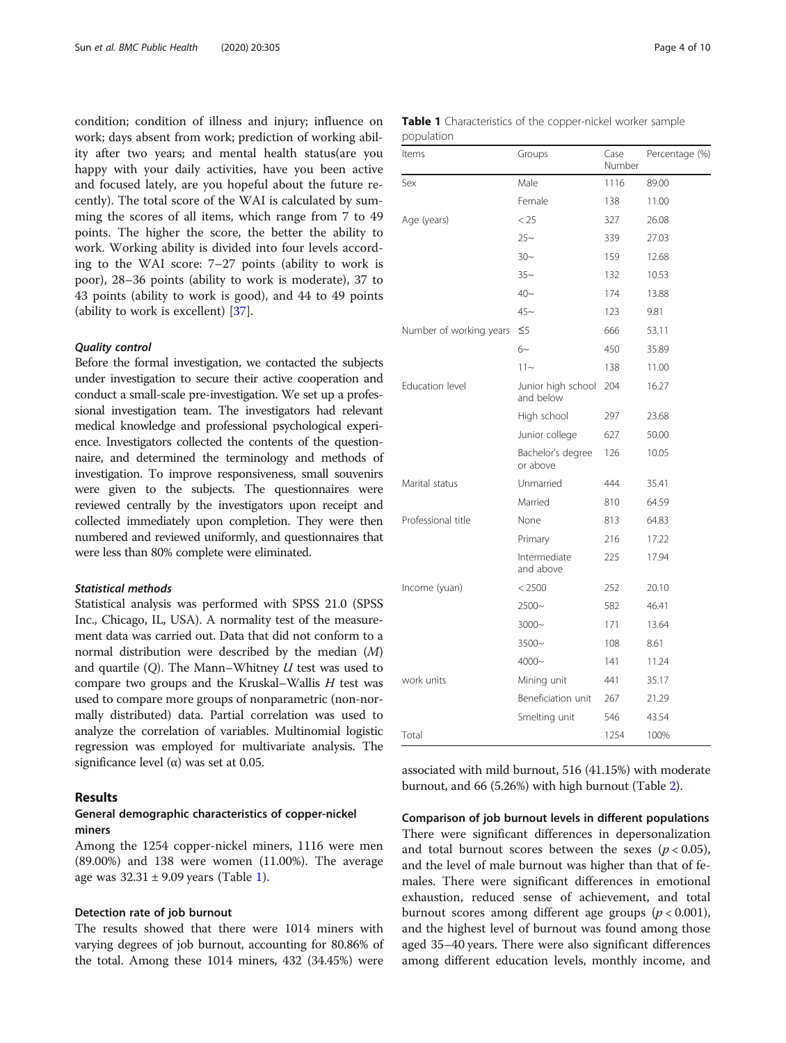condition; condition of illness and injury; influence on work; days absent from work; prediction of working ability after two years; and mental health status(are you happy with your daily activities, have you been active and focused lately, are you hopeful about the future recently). The total score of the WAI is calculated by summing the scores of all items, which range from 7 to 49 points. The higher the score, the better the ability to work. Working ability is divided into four levels according to the WAI score: 7–27 points (ability to work is poor), 28–36 points (ability to work is moderate), 37 to 43 points (ability to work is good), and 44 to 49 points (ability to work is excellent) [37].

#### Quality control

Before the formal investigation, we contacted the subjects under investigation to secure their active cooperation and conduct a small-scale pre-investigation. We set up a professional investigation team. The investigators had relevant medical knowledge and professional psychological experience. Investigators collected the contents of the questionnaire, and determined the terminology and methods of investigation. To improve responsiveness, small souvenirs were given to the subjects. The questionnaires were reviewed centrally by the investigators upon receipt and collected immediately upon completion. They were then numbered and reviewed uniformly, and questionnaires that were less than 80% complete were eliminated.

#### Statistical methods

Statistical analysis was performed with SPSS 21.0 (SPSS Inc., Chicago, IL, USA). A normality test of the measurement data was carried out. Data that did not conform to a normal distribution were described by the median ($M$) and quartile ($Q$). The Mann–Whitney $U$ test was used to compare two groups and the Kruskal–Wallis $H$ test was used to compare more groups of nonparametric (non-normally distributed) data. Partial correlation was used to analyze the correlation of variables. Multinomial logistic regression was employed for multivariate analysis. The significance level (α) was set at 0.05.

## Results

### General demographic characteristics of copper-nickel miners

Among the 1254 copper-nickel miners, 1116 were men (89.00%) and 138 were women (11.00%). The average age was 32.31 ± 9.09 years (Table 1).

**Table 1** Characteristics of the copper-nickel worker sample population

| Items | Groups | Case Number | Percentage (%) |
|---|---|---|---|
| Sex | Male | 1116 | 89.00 |
| | Female | 138 | 11.00 |
| Age (years) | < 25 | 327 | 26.08 |
| | 25~ | 339 | 27.03 |
| | 30~ | 159 | 12.68 |
| | 35~ | 132 | 10.53 |
| | 40~ | 174 | 13.88 |
| | 45~ | 123 | 9.81 |
| Number of working years | ≤5 | 666 | 53.11 |
| | 6~ | 450 | 35.89 |
| | 11~ | 138 | 11.00 |
| Education level | Junior high school and below | 204 | 16.27 |
| | High school | 297 | 23.68 |
| | Junior college | 627 | 50.00 |
| | Bachelor's degree or above | 126 | 10.05 |
| Marital status | Unmarried | 444 | 35.41 |
| | Married | 810 | 64.59 |
| Professional title | None | 813 | 64.83 |
| | Primary | 216 | 17.22 |
| | Intermediate and above | 225 | 17.94 |
| Income (yuan) | < 2500 | 252 | 20.10 |
| | 2500~ | 582 | 46.41 |
| | 3000~ | 171 | 13.64 |
| | 3500~ | 108 | 8.61 |
| | 4000~ | 141 | 11.24 |
| work units | Mining unit | 441 | 35.17 |
| | Beneficiation unit | 267 | 21.29 |
| | Smelting unit | 546 | 43.54 |
| Total | | 1254 | 100% |

### Detection rate of job burnout

The results showed that there were 1014 miners with varying degrees of job burnout, accounting for 80.86% of the total. Among these 1014 miners, 432 (34.45%) were associated with mild burnout, 516 (41.15%) with moderate burnout, and 66 (5.26%) with high burnout (Table 2).

### Comparison of job burnout levels in different populations

There were significant differences in depersonalization and total burnout scores between the sexes ($p < 0.05$), and the level of male burnout was higher than that of females. There were significant differences in emotional exhaustion, reduced sense of achievement, and total burnout scores among different age groups ($p < 0.001$), and the highest level of burnout was found among those aged 35–40 years. There were also significant differences among different education levels, monthly income, and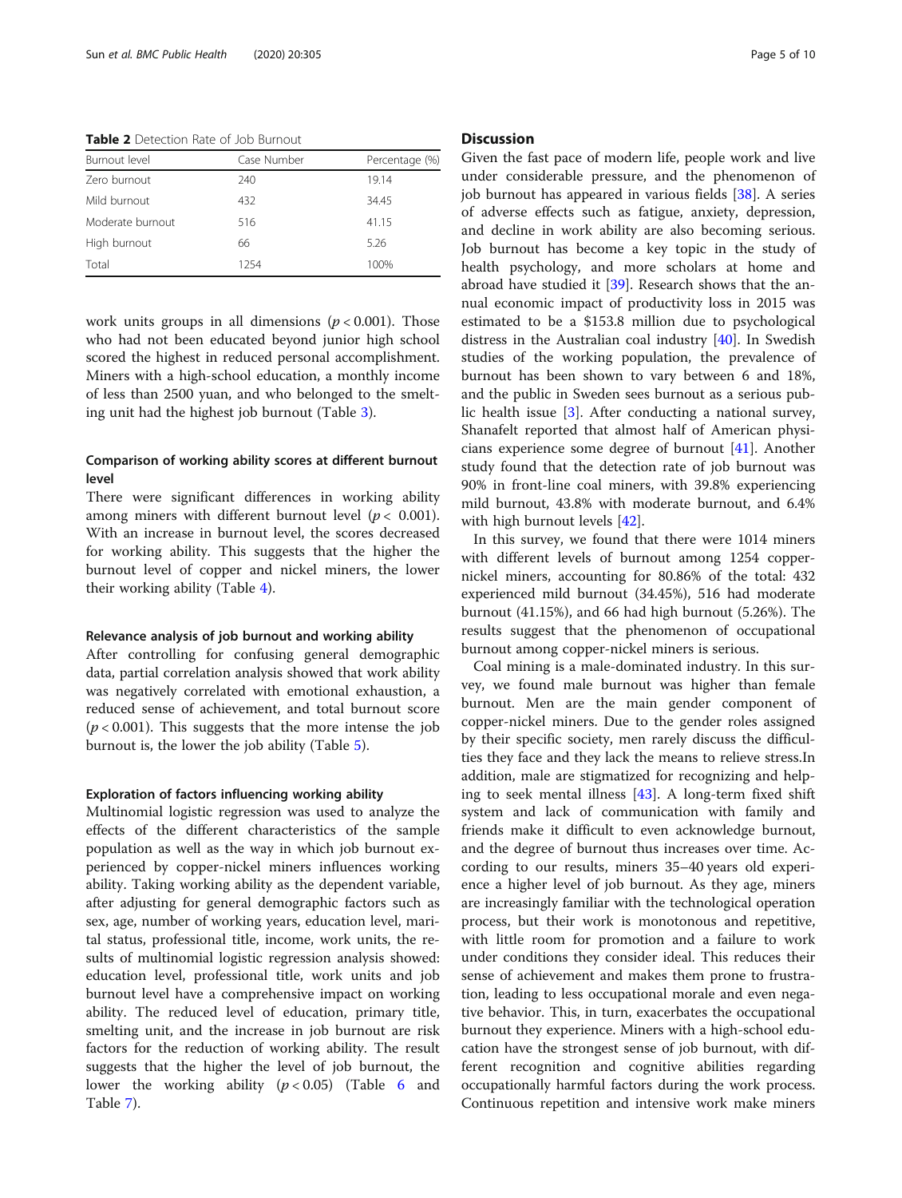**Table 2** Detection Rate of Job Burnout

| Burnout level | Case Number | Percentage (%) |
|---|---|---|
| Zero burnout | 240 | 19.14 |
| Mild burnout | 432 | 34.45 |
| Moderate burnout | 516 | 41.15 |
| High burnout | 66 | 5.26 |
| Total | 1254 | 100% |

work units groups in all dimensions ($p < 0.001$). Those who had not been educated beyond junior high school scored the highest in reduced personal accomplishment. Miners with a high-school education, a monthly income of less than 2500 yuan, and who belonged to the smelting unit had the highest job burnout (Table 3).

### Comparison of working ability scores at different burnout level

There were significant differences in working ability among miners with different burnout level ($p < 0.001$). With an increase in burnout level, the scores decreased for working ability. This suggests that the higher the burnout level of copper and nickel miners, the lower their working ability (Table 4).

### Relevance analysis of job burnout and working ability

After controlling for confusing general demographic data, partial correlation analysis showed that work ability was negatively correlated with emotional exhaustion, a reduced sense of achievement, and total burnout score ($p < 0.001$). This suggests that the more intense the job burnout is, the lower the job ability (Table 5).

### Exploration of factors influencing working ability

Multinomial logistic regression was used to analyze the effects of the different characteristics of the sample population as well as the way in which job burnout experienced by copper-nickel miners influences working ability. Taking working ability as the dependent variable, after adjusting for general demographic factors such as sex, age, number of working years, education level, marital status, professional title, income, work units, the results of multinomial logistic regression analysis showed: education level, professional title, work units and job burnout level have a comprehensive impact on working ability. The reduced level of education, primary title, smelting unit, and the increase in job burnout are risk factors for the reduction of working ability. The result suggests that the higher the level of job burnout, the lower the working ability ($p < 0.05$) (Table 6 and Table 7).

## Discussion

Given the fast pace of modern life, people work and live under considerable pressure, and the phenomenon of job burnout has appeared in various fields [38]. A series of adverse effects such as fatigue, anxiety, depression, and decline in work ability are also becoming serious. Job burnout has become a key topic in the study of health psychology, and more scholars at home and abroad have studied it [39]. Research shows that the annual economic impact of productivity loss in 2015 was estimated to be a \$153.8 million due to psychological distress in the Australian coal industry [40]. In Swedish studies of the working population, the prevalence of burnout has been shown to vary between 6 and 18%, and the public in Sweden sees burnout as a serious public health issue [3]. After conducting a national survey, Shanafelt reported that almost half of American physicians experience some degree of burnout [41]. Another study found that the detection rate of job burnout was 90% in front-line coal miners, with 39.8% experiencing mild burnout, 43.8% with moderate burnout, and 6.4% with high burnout levels [42].

In this survey, we found that there were 1014 miners with different levels of burnout among 1254 copper-nickel miners, accounting for 80.86% of the total: 432 experienced mild burnout (34.45%), 516 had moderate burnout (41.15%), and 66 had high burnout (5.26%). The results suggest that the phenomenon of occupational burnout among copper-nickel miners is serious.

Coal mining is a male-dominated industry. In this survey, we found male burnout was higher than female burnout. Men are the main gender component of copper-nickel miners. Due to the gender roles assigned by their specific society, men rarely discuss the difficulties they face and they lack the means to relieve stress.In addition, male are stigmatized for recognizing and helping to seek mental illness [43]. A long-term fixed shift system and lack of communication with family and friends make it difficult to even acknowledge burnout, and the degree of burnout thus increases over time. According to our results, miners 35–40 years old experience a higher level of job burnout. As they age, miners are increasingly familiar with the technological operation process, but their work is monotonous and repetitive, with little room for promotion and a failure to work under conditions they consider ideal. This reduces their sense of achievement and makes them prone to frustration, leading to less occupational morale and even negative behavior. This, in turn, exacerbates the occupational burnout they experience. Miners with a high-school education have the strongest sense of job burnout, with different recognition and cognitive abilities regarding occupationally harmful factors during the work process. Continuous repetition and intensive work make miners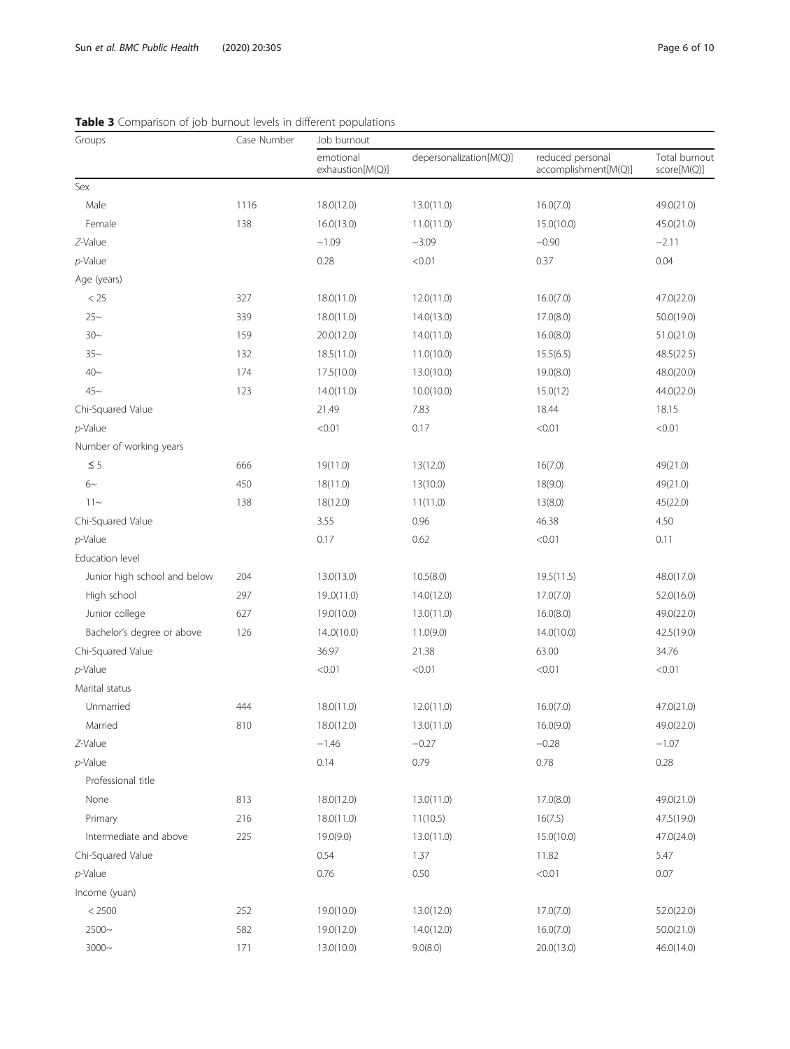**Table 3** Comparison of job burnout levels in different populations

| Groups | Case Number | Job burnout | | | |
|---|---|---|---|---|---|
| | | emotional exhaustion[M(Q)] | depersonalization[M(Q)] | reduced personal accomplishment[M(Q)] | Total burnout score[M(Q)] |
| Sex | | | | | |
| Male | 1116 | 18.0(12.0) | 13.0(11.0) | 16.0(7.0) | 49.0(21.0) |
| Female | 138 | 16.0(13.0) | 11.0(11.0) | 15.0(10.0) | 45.0(21.0) |
| *Z*-Value | | −1.09 | −3.09 | −0.90 | −2.11 |
| *p*-Value | | 0.28 | <0.01 | 0.37 | 0.04 |
| Age (years) | | | | | |
| < 25 | 327 | 18.0(11.0) | 12.0(11.0) | 16.0(7.0) | 47.0(22.0) |
| 25~ | 339 | 18.0(11.0) | 14.0(13.0) | 17.0(8.0) | 50.0(19.0) |
| 30~ | 159 | 20.0(12.0) | 14.0(11.0) | 16.0(8.0) | 51.0(21.0) |
| 35~ | 132 | 18.5(11.0) | 11.0(10.0) | 15.5(6.5) | 48.5(22.5) |
| 40~ | 174 | 17.5(10.0) | 13.0(10.0) | 19.0(8.0) | 48.0(20.0) |
| 45~ | 123 | 14.0(11.0) | 10.0(10.0) | 15.0(12) | 44.0(22.0) |
| Chi-Squared Value | | 21.49 | 7.83 | 18.44 | 18.15 |
| *p*-Value | | <0.01 | 0.17 | <0.01 | <0.01 |
| Number of working years | | | | | |
| ≤ 5 | 666 | 19(11.0) | 13(12.0) | 16(7.0) | 49(21.0) |
| 6~ | 450 | 18(11.0) | 13(10.0) | 18(9.0) | 49(21.0) |
| 11~ | 138 | 18(12.0) | 11(11.0) | 13(8.0) | 45(22.0) |
| Chi-Squared Value | | 3.55 | 0.96 | 46.38 | 4.50 |
| *p*-Value | | 0.17 | 0.62 | <0.01 | 0.11 |
| Education level | | | | | |
| Junior high school and below | 204 | 13.0(13.0) | 10.5(8.0) | 19.5(11.5) | 48.0(17.0) |
| High school | 297 | 19..0(11.0) | 14.0(12.0) | 17.0(7.0) | 52.0(16.0) |
| Junior college | 627 | 19.0(10.0) | 13.0(11.0) | 16.0(8.0) | 49.0(22.0) |
| Bachelor's degree or above | 126 | 14..0(10.0) | 11.0(9.0) | 14.0(10.0) | 42.5(19.0) |
| Chi-Squared Value | | 36.97 | 21.38 | 63.00 | 34.76 |
| *p*-Value | | <0.01 | <0.01 | <0.01 | <0.01 |
| Marital status | | | | | |
| Unmarried | 444 | 18.0(11.0) | 12.0(11.0) | 16.0(7.0) | 47.0(21.0) |
| Married | 810 | 18.0(12.0) | 13.0(11.0) | 16.0(9.0) | 49.0(22.0) |
| *Z*-Value | | −1.46 | −0.27 | −0.28 | −1.07 |
| *p*-Value | | 0.14 | 0.79 | 0.78 | 0.28 |
| Professional title | | | | | |
| None | 813 | 18.0(12.0) | 13.0(11.0) | 17.0(8.0) | 49.0(21.0) |
| Primary | 216 | 18.0(11.0) | 11(10.5) | 16(7.5) | 47.5(19.0) |
| Intermediate and above | 225 | 19.0(9.0) | 13.0(11.0) | 15.0(10.0) | 47.0(24.0) |
| Chi-Squared Value | | 0.54 | 1.37 | 11.82 | 5.47 |
| *p*-Value | | 0.76 | 0.50 | <0.01 | 0.07 |
| Income (yuan) | | | | | |
| < 2500 | 252 | 19.0(10.0) | 13.0(12.0) | 17.0(7.0) | 52.0(22.0) |
| 2500~ | 582 | 19.0(12.0) | 14.0(12.0) | 16.0(7.0) | 50.0(21.0) |
| 3000~ | 171 | 13.0(10.0) | 9.0(8.0) | 20.0(13.0) | 46.0(14.0) |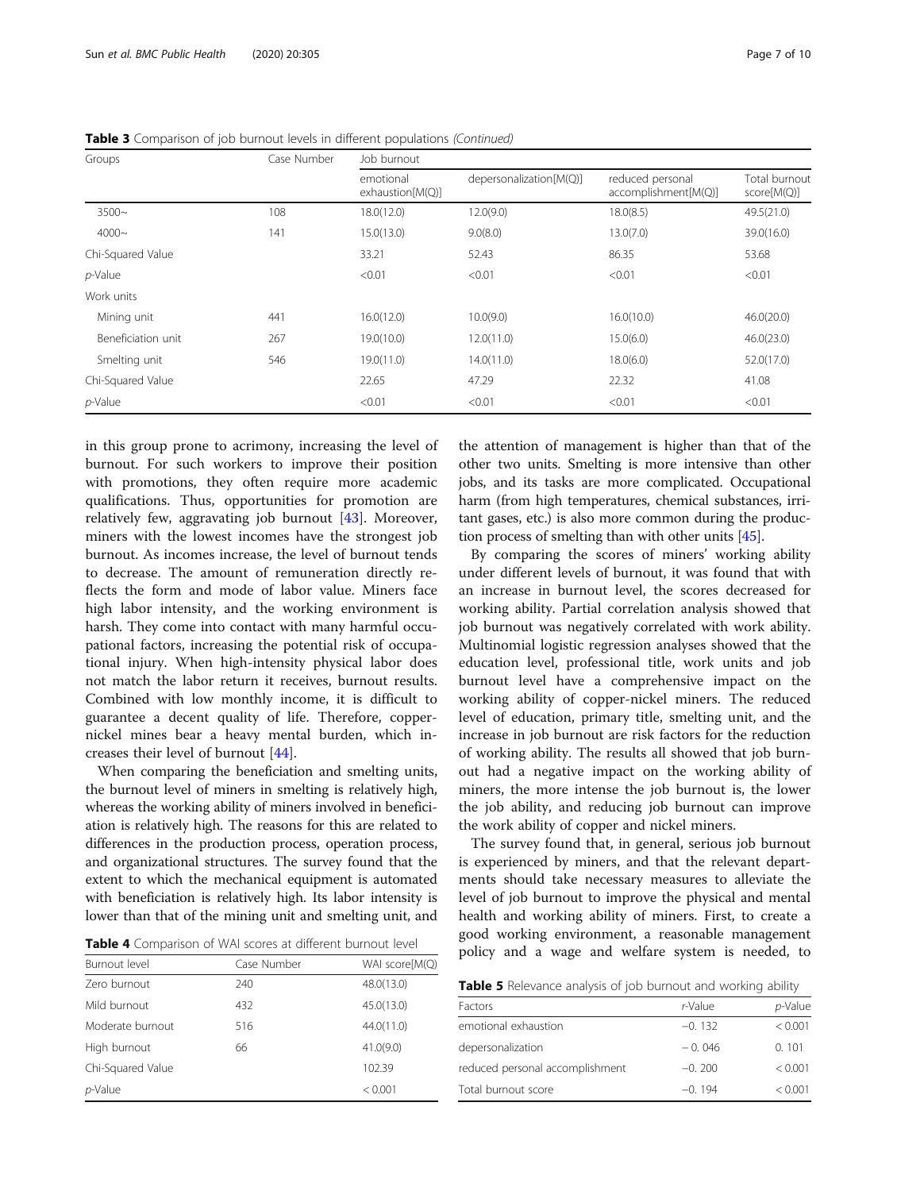**Table 3** Comparison of job burnout levels in different populations *(Continued)*

| Groups | Case Number | Job burnout | | | |
|---|---|---|---|---|---|
| | | emotional exhaustion[M(Q)] | depersonalization[M(Q)] | reduced personal accomplishment[M(Q)] | Total burnout score[M(Q)] |
| 3500~ | 108 | 18.0(12.0) | 12.0(9.0) | 18.0(8.5) | 49.5(21.0) |
| 4000~ | 141 | 15.0(13.0) | 9.0(8.0) | 13.0(7.0) | 39.0(16.0) |
| Chi-Squared Value | | 33.21 | 52.43 | 86.35 | 53.68 |
| *p*-Value | | <0.01 | <0.01 | <0.01 | <0.01 |
| Work units | | | | | |
| Mining unit | 441 | 16.0(12.0) | 10.0(9.0) | 16.0(10.0) | 46.0(20.0) |
| Beneficiation unit | 267 | 19.0(10.0) | 12.0(11.0) | 15.0(6.0) | 46.0(23.0) |
| Smelting unit | 546 | 19.0(11.0) | 14.0(11.0) | 18.0(6.0) | 52.0(17.0) |
| Chi-Squared Value | | 22.65 | 47.29 | 22.32 | 41.08 |
| *p*-Value | | <0.01 | <0.01 | <0.01 | <0.01 |

in this group prone to acrimony, increasing the level of burnout. For such workers to improve their position with promotions, they often require more academic qualifications. Thus, opportunities for promotion are relatively few, aggravating job burnout [43]. Moreover, miners with the lowest incomes have the strongest job burnout. As incomes increase, the level of burnout tends to decrease. The amount of remuneration directly reflects the form and mode of labor value. Miners face high labor intensity, and the working environment is harsh. They come into contact with many harmful occupational factors, increasing the potential risk of occupational injury. When high-intensity physical labor does not match the labor return it receives, burnout results. Combined with low monthly income, it is difficult to guarantee a decent quality of life. Therefore, copper-nickel mines bear a heavy mental burden, which increases their level of burnout [44].

When comparing the beneficiation and smelting units, the burnout level of miners in smelting is relatively high, whereas the working ability of miners involved in beneficiation is relatively high. The reasons for this are related to differences in the production process, operation process, and organizational structures. The survey found that the extent to which the mechanical equipment is automated with beneficiation is relatively high. Its labor intensity is lower than that of the mining unit and smelting unit, and the attention of management is higher than that of the other two units. Smelting is more intensive than other jobs, and its tasks are more complicated. Occupational harm (from high temperatures, chemical substances, irritant gases, etc.) is also more common during the production process of smelting than with other units [45].

**Table 4** Comparison of WAI scores at different burnout level

| Burnout level | Case Number | WAI score[M(Q)] |
|---|---|---|
| Zero burnout | 240 | 48.0(13.0) |
| Mild burnout | 432 | 45.0(13.0) |
| Moderate burnout | 516 | 44.0(11.0) |
| High burnout | 66 | 41.0(9.0) |
| Chi-Squared Value | | 102.39 |
| *p*-Value | | < 0.001 |

By comparing the scores of miners' working ability under different levels of burnout, it was found that with an increase in burnout level, the scores decreased for working ability. Partial correlation analysis showed that job burnout was negatively correlated with work ability. Multinomial logistic regression analyses showed that the education level, professional title, work units and job burnout level have a comprehensive impact on the working ability of copper-nickel miners. The reduced level of education, primary title, smelting unit, and the increase in job burnout are risk factors for the reduction of working ability. The results all showed that job burnout had a negative impact on the working ability of miners, the more intense the job burnout is, the lower the job ability, and reducing job burnout can improve the work ability of copper and nickel miners.

The survey found that, in general, serious job burnout is experienced by miners, and that the relevant departments should take necessary measures to alleviate the level of job burnout to improve the physical and mental health and working ability of miners. First, to create a good working environment, a reasonable management policy and a wage and welfare system is needed, to

**Table 5** Relevance analysis of job burnout and working ability

| Factors | *r*-Value | *p*-Value |
|---|---|---|
| emotional exhaustion | −0. 132 | < 0.001 |
| depersonalization | −0. 046 | 0. 101 |
| reduced personal accomplishment | −0. 200 | < 0.001 |
| Total burnout score | −0. 194 | < 0.001 |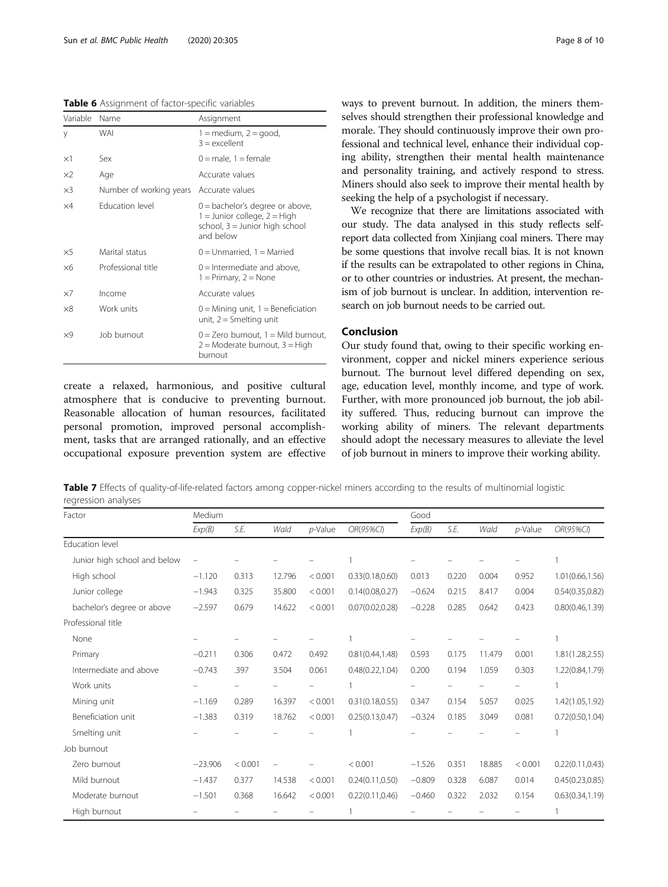**Table 6** Assignment of factor-specific variables

| Variable | Name | Assignment |
|---|---|---|
| y | WAI | 1 = medium, 2 = good, 3 = excellent |
| ×1 | Sex | 0 = male, 1 = female |
| ×2 | Age | Accurate values |
| ×3 | Number of working years | Accurate values |
| ×4 | Education level | 0 = bachelor's degree or above, 1 = Junior college, 2 = High school, 3 = Junior high school and below |
| ×5 | Marital status | 0 = Unmarried, 1 = Married |
| ×6 | Professional title | 0 = Intermediate and above, 1 = Primary, 2 = None |
| ×7 | Income | Accurate values |
| ×8 | Work units | 0 = Mining unit, 1 = Beneficiation unit, 2 = Smelting unit |
| ×9 | Job burnout | 0 = Zero burnout, 1 = Mild burnout, 2 = Moderate burnout, 3 = High burnout |

create a relaxed, harmonious, and positive cultural atmosphere that is conducive to preventing burnout. Reasonable allocation of human resources, facilitated personal promotion, improved personal accomplishment, tasks that are arranged rationally, and an effective occupational exposure prevention system are effective ways to prevent burnout. In addition, the miners themselves should strengthen their professional knowledge and morale. They should continuously improve their own professional and technical level, enhance their individual coping ability, strengthen their mental health maintenance and personality training, and actively respond to stress. Miners should also seek to improve their mental health by seeking the help of a psychologist if necessary.

We recognize that there are limitations associated with our study. The data analysed in this study reflects self-report data collected from Xinjiang coal miners. There may be some questions that involve recall bias. It is not known if the results can be extrapolated to other regions in China, or to other countries or industries. At present, the mechanism of job burnout is unclear. In addition, intervention research on job burnout needs to be carried out.

## Conclusion

Our study found that, owing to their specific working environment, copper and nickel miners experience serious burnout. The burnout level differed depending on sex, age, education level, monthly income, and type of work. Further, with more pronounced job burnout, the job ability suffered. Thus, reducing burnout can improve the working ability of miners. The relevant departments should adopt the necessary measures to alleviate the level of job burnout in miners to improve their working ability.

**Table 7** Effects of quality-of-life-related factors among copper-nickel miners according to the results of multinomial logistic regression analyses

| Factor | Medium | | | | | Good | | | | |
|---|---|---|---|---|---|---|---|---|---|---|
| | *Exp(B)* | *S.E.* | *Wald* | *p*-Value | *OR(95%CI)* | *Exp(B)* | *S.E.* | *Wald* | *p*-Value | *OR(95%CI)* |
| Education level | | | | | | | | | | |
| Junior high school and below | – | – | – | – | 1 | – | – | – | – | 1 |
| High school | −1.120 | 0.313 | 12.796 | < 0.001 | 0.33(0.18,0.60) | 0.013 | 0.220 | 0.004 | 0.952 | 1.01(0.66,1.56) |
| Junior college | −1.943 | 0.325 | 35.800 | < 0.001 | 0.14(0.08,0.27) | −0.624 | 0.215 | 8.417 | 0.004 | 0.54(0.35,0.82) |
| bachelor's degree or above | −2.597 | 0.679 | 14.622 | < 0.001 | 0.07(0.02,0.28) | −0.228 | 0.285 | 0.642 | 0.423 | 0.80(0.46,1.39) |
| Professional title | | | | | | | | | | |
| None | – | – | – | – | 1 | – | – | – | – | 1 |
| Primary | −0.211 | 0.306 | 0.472 | 0.492 | 0.81(0.44,1.48) | 0.593 | 0.175 | 11.479 | 0.001 | 1.81(1.28,2.55) |
| Intermediate and above | −0.743 | .397 | 3.504 | 0.061 | 0.48(0.22,1.04) | 0.200 | 0.194 | 1.059 | 0.303 | 1.22(0.84,1.79) |
| Work units | – | – | – | – | 1 | – | – | – | – | 1 |
| Mining unit | −1.169 | 0.289 | 16.397 | < 0.001 | 0.31(0.18,0.55) | 0.347 | 0.154 | 5.057 | 0.025 | 1.42(1.05,1.92) |
| Beneficiation unit | −1.383 | 0.319 | 18.762 | < 0.001 | 0.25(0.13,0.47) | −0.324 | 0.185 | 3.049 | 0.081 | 0.72(0.50,1.04) |
| Smelting unit | – | – | – | – | 1 | – | – | – | – | 1 |
| Job burnout | | | | | | | | | | |
| Zero burnout | −23.906 | < 0.001 | – | – | < 0.001 | −1.526 | 0.351 | 18.885 | < 0.001 | 0.22(0.11,0.43) |
| Mild burnout | −1.437 | 0.377 | 14.538 | < 0.001 | 0.24(0.11,0.50) | −0.809 | 0.328 | 6.087 | 0.014 | 0.45(0.23,0.85) |
| Moderate burnout | −1.501 | 0.368 | 16.642 | < 0.001 | 0.22(0.11,0.46) | −0.460 | 0.322 | 2.032 | 0.154 | 0.63(0.34,1.19) |
| High burnout | – | – | – | – | 1 | – | – | – | – | 1 |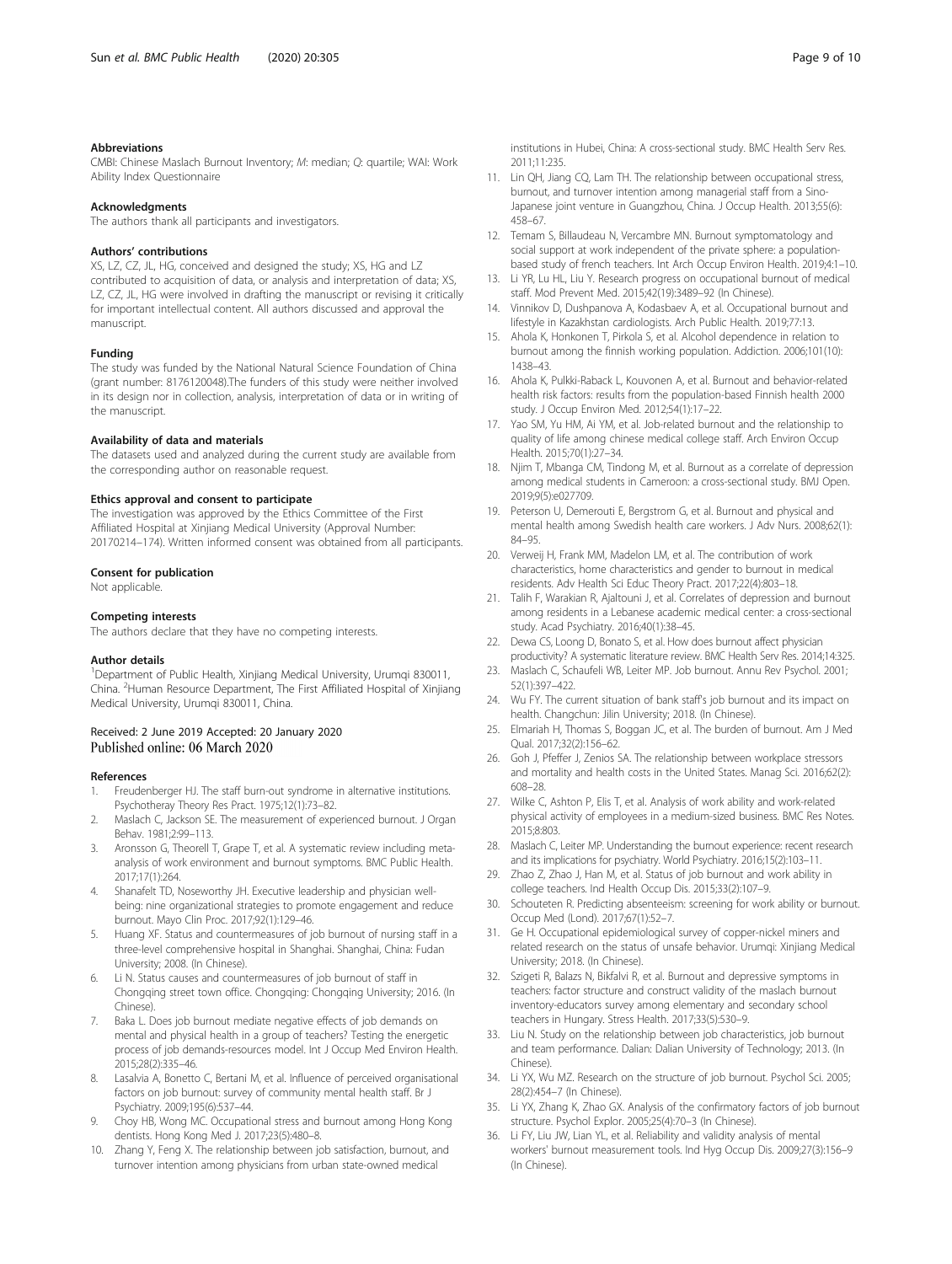### Abbreviations

CMBI: Chinese Maslach Burnout Inventory; *M*: median; *Q*: quartile; WAI: Work Ability Index Questionnaire

### Acknowledgments

The authors thank all participants and investigators.

### Authors' contributions

XS, LZ, CZ, JL, HG, conceived and designed the study; XS, HG and LZ contributed to acquisition of data, or analysis and interpretation of data; XS, LZ, CZ, JL, HG were involved in drafting the manuscript or revising it critically for important intellectual content. All authors discussed and approval the manuscript.

### Funding

The study was funded by the National Natural Science Foundation of China (grant number: 8176120048).The funders of this study were neither involved in its design nor in collection, analysis, interpretation of data or in writing of the manuscript.

### Availability of data and materials

The datasets used and analyzed during the current study are available from the corresponding author on reasonable request.

### Ethics approval and consent to participate

The investigation was approved by the Ethics Committee of the First Affiliated Hospital at Xinjiang Medical University (Approval Number: 20170214–174). Written informed consent was obtained from all participants.

### Consent for publication

Not applicable.

### Competing interests

The authors declare that they have no competing interests.

### Author details

[1]Department of Public Health, Xinjiang Medical University, Urumqi 830011, China. [2]Human Resource Department, The First Affiliated Hospital of Xinjiang Medical University, Urumqi 830011, China.

Received: 2 June 2019 Accepted: 20 January 2020
Published online: 06 March 2020

### References

1. Freudenberger HJ. The staff burn-out syndrome in alternative institutions. Psychotheray Theory Res Pract. 1975;12(1):73–82.
2. Maslach C, Jackson SE. The measurement of experienced burnout. J Organ Behav. 1981;2:99–113.
3. Aronsson G, Theorell T, Grape T, et al. A systematic review including meta-analysis of work environment and burnout symptoms. BMC Public Health. 2017;17(1):264.
4. Shanafelt TD, Noseworthy JH. Executive leadership and physician well-being: nine organizational strategies to promote engagement and reduce burnout. Mayo Clin Proc. 2017;92(1):129–46.
5. Huang XF. Status and countermeasures of job burnout of nursing staff in a three-level comprehensive hospital in Shanghai. Shanghai, China: Fudan University; 2008. (In Chinese).
6. Li N. Status causes and countermeasures of job burnout of staff in Chongqing street town office. Chongqing: Chongqing University; 2016. (In Chinese).
7. Baka L. Does job burnout mediate negative effects of job demands on mental and physical health in a group of teachers? Testing the energetic process of job demands-resources model. Int J Occup Med Environ Health. 2015;28(2):335–46.
8. Lasalvia A, Bonetto C, Bertani M, et al. Influence of perceived organisational factors on job burnout: survey of community mental health staff. Br J Psychiatry. 2009;195(6):537–44.
9. Choy HB, Wong MC. Occupational stress and burnout among Hong Kong dentists. Hong Kong Med J. 2017;23(5):480–8.
10. Zhang Y, Feng X. The relationship between job satisfaction, burnout, and turnover intention among physicians from urban state-owned medical institutions in Hubei, China: A cross-sectional study. BMC Health Serv Res. 2011;11:235.
11. Lin QH, Jiang CQ, Lam TH. The relationship between occupational stress, burnout, and turnover intention among managerial staff from a Sino-Japanese joint venture in Guangzhou, China. J Occup Health. 2013;55(6): 458–67.
12. Temam S, Billaudeau N, Vercambre MN. Burnout symptomatology and social support at work independent of the private sphere: a population-based study of french teachers. Int Arch Occup Environ Health. 2019;4:1–10.
13. Li YR, Lu HL, Liu Y. Research progress on occupational burnout of medical staff. Mod Prevent Med. 2015;42(19):3489–92 (In Chinese).
14. Vinnikov D, Dushpanova A, Kodasbaev A, et al. Occupational burnout and lifestyle in Kazakhstan cardiologists. Arch Public Health. 2019;77:13.
15. Ahola K, Honkonen T, Pirkola S, et al. Alcohol dependence in relation to burnout among the finnish working population. Addiction. 2006;101(10): 1438–43.
16. Ahola K, Pulkki-Raback L, Kouvonen A, et al. Burnout and behavior-related health risk factors: results from the population-based Finnish health 2000 study. J Occup Environ Med. 2012;54(1):17–22.
17. Yao SM, Yu HM, Ai YM, et al. Job-related burnout and the relationship to quality of life among chinese medical college staff. Arch Environ Occup Health. 2015;70(1):27–34.
18. Njim T, Mbanga CM, Tindong M, et al. Burnout as a correlate of depression among medical students in Cameroon: a cross-sectional study. BMJ Open. 2019;9(5):e027709.
19. Peterson U, Demerouti E, Bergstrom G, et al. Burnout and physical and mental health among Swedish health care workers. J Adv Nurs. 2008;62(1): 84–95.
20. Verweij H, Frank MM, Madelon LM, et al. The contribution of work characteristics, home characteristics and gender to burnout in medical residents. Adv Health Sci Educ Theory Pract. 2017;22(4):803–18.
21. Talih F, Warakian R, Ajaltouni J, et al. Correlates of depression and burnout among residents in a Lebanese academic medical center: a cross-sectional study. Acad Psychiatry. 2016;40(1):38–45.
22. Dewa CS, Loong D, Bonato S, et al. How does burnout affect physician productivity? A systematic literature review. BMC Health Serv Res. 2014;14:325.
23. Maslach C, Schaufeli WB, Leiter MP. Job burnout. Annu Rev Psychol. 2001; 52(1):397–422.
24. Wu FY. The current situation of bank staff's job burnout and its impact on health. Changchun: Jilin University; 2018. (In Chinese).
25. Elmariah H, Thomas S, Boggan JC, et al. The burden of burnout. Am J Med Qual. 2017;32(2):156–62.
26. Goh J, Pfeffer J, Zenios SA. The relationship between workplace stressors and mortality and health costs in the United States. Manag Sci. 2016;62(2): 608–28.
27. Wilke C, Ashton P, Elis T, et al. Analysis of work ability and work-related physical activity of employees in a medium-sized business. BMC Res Notes. 2015;8:803.
28. Maslach C, Leiter MP. Understanding the burnout experience: recent research and its implications for psychiatry. World Psychiatry. 2016;15(2):103–11.
29. Zhao Z, Zhao J, Han M, et al. Status of job burnout and work ability in college teachers. Ind Health Occup Dis. 2015;33(2):107–9.
30. Schouteten R. Predicting absenteeism: screening for work ability or burnout. Occup Med (Lond). 2017;67(1):52–7.
31. Ge H. Occupational epidemiological survey of copper-nickel miners and related research on the status of unsafe behavior. Urumqi: Xinjiang Medical University; 2018. (In Chinese).
32. Szigeti R, Balazs N, Bikfalvi R, et al. Burnout and depressive symptoms in teachers: factor structure and construct validity of the maslach burnout inventory-educators survey among elementary and secondary school teachers in Hungary. Stress Health. 2017;33(5):530–9.
33. Liu N. Study on the relationship between job characteristics, job burnout and team performance. Dalian: Dalian University of Technology; 2013. (In Chinese).
34. Li YX, Wu MZ. Research on the structure of job burnout. Psychol Sci. 2005; 28(2):454–7 (In Chinese).
35. Li YX, Zhang K, Zhao GX. Analysis of the confirmatory factors of job burnout structure. Psychol Explor. 2005;25(4):70–3 (In Chinese).
36. Li FY, Liu JW, Lian YL, et al. Reliability and validity analysis of mental workers' burnout measurement tools. Ind Hyg Occup Dis. 2009;27(3):156–9 (In Chinese).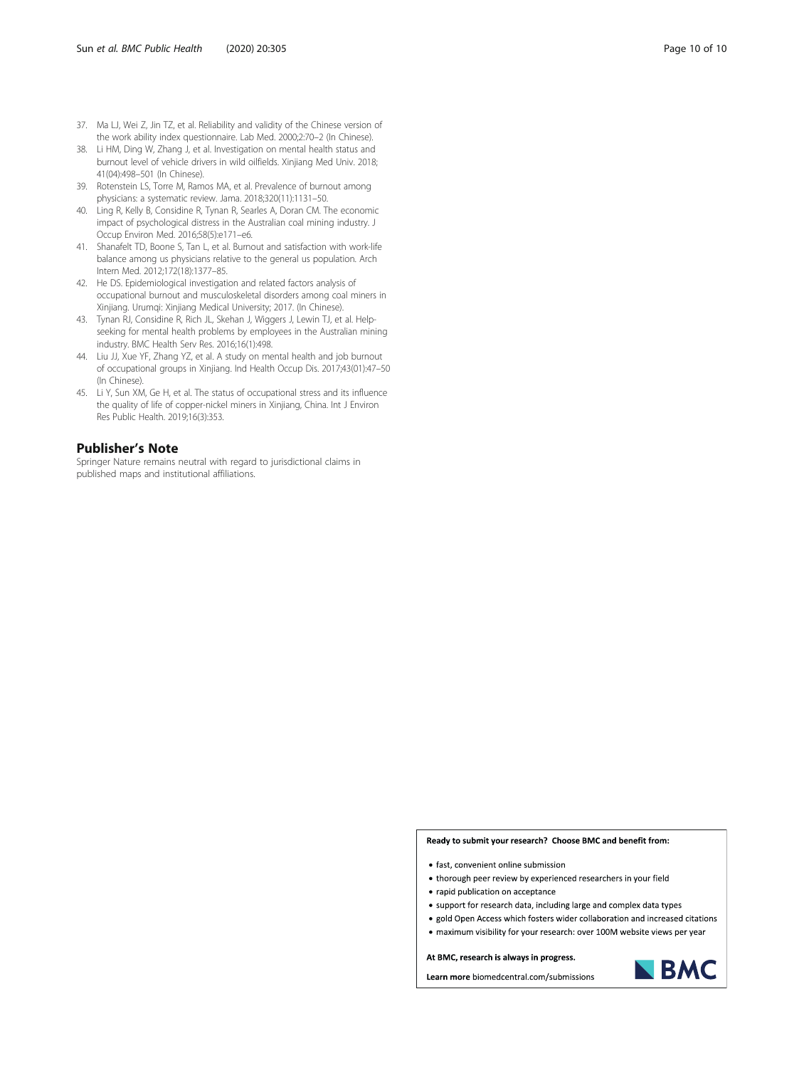37. Ma LJ, Wei Z, Jin TZ, et al. Reliability and validity of the Chinese version of the work ability index questionnaire. Lab Med. 2000;2:70–2 (In Chinese).
38. Li HM, Ding W, Zhang J, et al. Investigation on mental health status and burnout level of vehicle drivers in wild oilfields. Xinjiang Med Univ. 2018; 41(04):498–501 (In Chinese).
39. Rotenstein LS, Torre M, Ramos MA, et al. Prevalence of burnout among physicians: a systematic review. Jama. 2018;320(11):1131–50.
40. Ling R, Kelly B, Considine R, Tynan R, Searles A, Doran CM. The economic impact of psychological distress in the Australian coal mining industry. J Occup Environ Med. 2016;58(5):e171–e6.
41. Shanafelt TD, Boone S, Tan L, et al. Burnout and satisfaction with work-life balance among us physicians relative to the general us population. Arch Intern Med. 2012;172(18):1377–85.
42. He DS. Epidemiological investigation and related factors analysis of occupational burnout and musculoskeletal disorders among coal miners in Xinjiang. Urumqi: Xinjiang Medical University; 2017. (In Chinese).
43. Tynan RJ, Considine R, Rich JL, Skehan J, Wiggers J, Lewin TJ, et al. Help-seeking for mental health problems by employees in the Australian mining industry. BMC Health Serv Res. 2016;16(1):498.
44. Liu JJ, Xue YF, Zhang YZ, et al. A study on mental health and job burnout of occupational groups in Xinjiang. Ind Health Occup Dis. 2017;43(01):47–50 (In Chinese).
45. Li Y, Sun XM, Ge H, et al. The status of occupational stress and its influence the quality of life of copper-nickel miners in Xinjiang, China. Int J Environ Res Public Health. 2019;16(3):353.

## Publisher's Note

Springer Nature remains neutral with regard to jurisdictional claims in published maps and institutional affiliations.

**Ready to submit your research? Choose BMC and benefit from:**

- fast, convenient online submission
- thorough peer review by experienced researchers in your field
- rapid publication on acceptance
- support for research data, including large and complex data types
- gold Open Access which fosters wider collaboration and increased citations
- maximum visibility for your research: over 100M website views per year

**At BMC, research is always in progress.**

**Learn more** biomedcentral.com/submissions